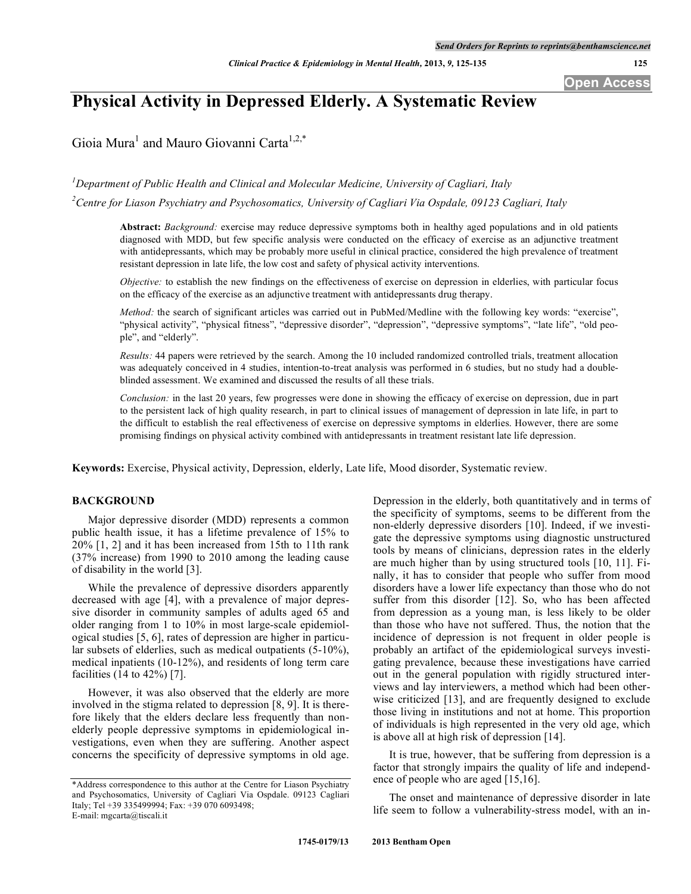# Physical Activity in Depressed Elderly. A Systematic Review

Gioia Mura[1] and Mauro Giovanni Carta[1,2,*]

[1]Department of Public Health and Clinical and Molecular Medicine, University of Cagliari, Italy

[2]Centre for Liason Psychiatry and Psychosomatics, University of Cagliari Via Ospdale, 09123 Cagliari, Italy

**Abstract:** *Background:* exercise may reduce depressive symptoms both in healthy aged populations and in old patients diagnosed with MDD, but few specific analysis were conducted on the efficacy of exercise as an adjunctive treatment with antidepressants, which may be probably more useful in clinical practice, considered the high prevalence of treatment resistant depression in late life, the low cost and safety of physical activity interventions.

*Objective:* to establish the new findings on the effectiveness of exercise on depression in elderlies, with particular focus on the efficacy of the exercise as an adjunctive treatment with antidepressants drug therapy.

*Method:* the search of significant articles was carried out in PubMed/Medline with the following key words: "exercise", "physical activity", "physical fitness", "depressive disorder", "depression", "depressive symptoms", "late life", "old people", and "elderly".

*Results:* 44 papers were retrieved by the search. Among the 10 included randomized controlled trials, treatment allocation was adequately conceived in 4 studies, intention-to-treat analysis was performed in 6 studies, but no study had a double-blinded assessment. We examined and discussed the results of all these trials.

*Conclusion:* in the last 20 years, few progresses were done in showing the efficacy of exercise on depression, due in part to the persistent lack of high quality research, in part to clinical issues of management of depression in late life, in part to the difficult to establish the real effectiveness of exercise on depressive symptoms in elderlies. However, there are some promising findings on physical activity combined with antidepressants in treatment resistant late life depression.

**Keywords:** Exercise, Physical activity, Depression, elderly, Late life, Mood disorder, Systematic review.

## BACKGROUND

Major depressive disorder (MDD) represents a common public health issue, it has a lifetime prevalence of 15% to 20% [1, 2] and it has been increased from 15th to 11th rank (37% increase) from 1990 to 2010 among the leading cause of disability in the world [3].

While the prevalence of depressive disorders apparently decreased with age [4], with a prevalence of major depressive disorder in community samples of adults aged 65 and older ranging from 1 to 10% in most large-scale epidemiological studies [5, 6], rates of depression are higher in particular subsets of elderlies, such as medical outpatients (5-10%), medical inpatients (10-12%), and residents of long term care facilities (14 to 42%) [7].

However, it was also observed that the elderly are more involved in the stigma related to depression [8, 9]. It is therefore likely that the elders declare less frequently than non-elderly people depressive symptoms in epidemiological investigations, even when they are suffering. Another aspect concerns the specificity of depressive symptoms in old age. Depression in the elderly, both quantitatively and in terms of the specificity of symptoms, seems to be different from the non-elderly depressive disorders [10]. Indeed, if we investigate the depressive symptoms using diagnostic unstructured tools by means of clinicians, depression rates in the elderly are much higher than by using structured tools [10, 11]. Finally, it has to consider that people who suffer from mood disorders have a lower life expectancy than those who do not suffer from this disorder [12]. So, who has been affected from depression as a young man, is less likely to be older than those who have not suffered. Thus, the notion that the incidence of depression is not frequent in older people is probably an artifact of the epidemiological surveys investigating prevalence, because these investigations have carried out in the general population with rigidly structured interviews and lay interviewers, a method which had been otherwise criticized [13], and are frequently designed to exclude those living in institutions and not at home. This proportion of individuals is high represented in the very old age, which is above all at high risk of depression [14].

It is true, however, that be suffering from depression is a factor that strongly impairs the quality of life and independence of people who are aged [15,16].

The onset and maintenance of depressive disorder in late life seem to follow a vulnerability-stress model, with an in-

*Address correspondence to this author at the Centre for Liason Psychiatry and Psychosomatics, University of Cagliari Via Ospdale. 09123 Cagliari Italy; Tel +39 335499994; Fax: +39 070 6093498; E-mail: mgcarta@tiscali.it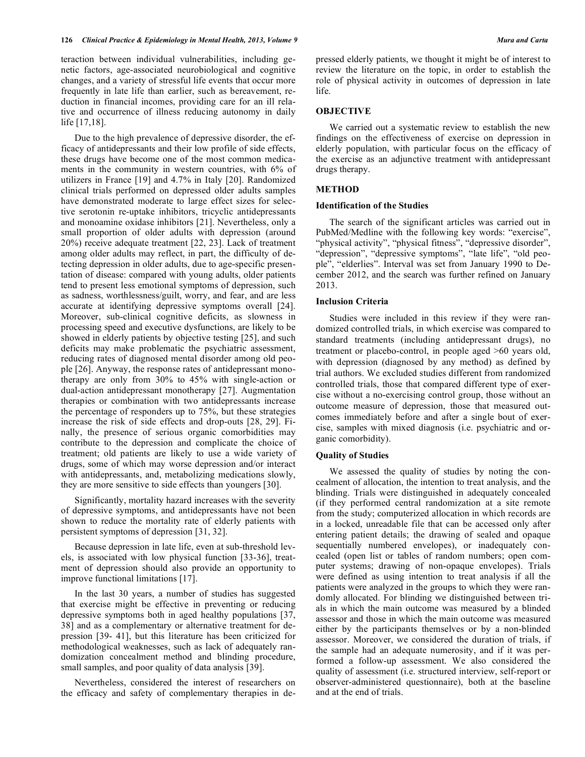teraction between individual vulnerabilities, including genetic factors, age-associated neurobiological and cognitive changes, and a variety of stressful life events that occur more frequently in late life than earlier, such as bereavement, reduction in financial incomes, providing care for an ill relative and occurrence of illness reducing autonomy in daily life [17,18].

Due to the high prevalence of depressive disorder, the efficacy of antidepressants and their low profile of side effects, these drugs have become one of the most common medications in the community in western countries, with 6% of utilizers in France [19] and 4.7% in Italy [20]. Randomized clinical trials performed on depressed older adults samples have demonstrated moderate to large effect sizes for selective serotonin re-uptake inhibitors, tricyclic antidepressants and monoamine oxidase inhibitors [21]. Nevertheless, only a small proportion of older adults with depression (around 20%) receive adequate treatment [22, 23]. Lack of treatment among older adults may reflect, in part, the difficulty of detecting depression in older adults, due to age-specific presentation of disease: compared with young adults, older patients tend to present less emotional symptoms of depression, such as sadness, worthlessness/guilt, worry, and fear, and are less accurate at identifying depressive symptoms overall [24]. Moreover, sub-clinical cognitive deficits, as slowness in processing speed and executive dysfunctions, are likely to be showed in elderly patients by objective testing [25], and such deficits may make problematic the psychiatric assessment, reducing rates of diagnosed mental disorder among old people [26]. Anyway, the response rates of antidepressant monotherapy are only from 30% to 45% with single-action or dual-action antidepressant monotherapy [27]. Augmentation therapies or combination with two antidepressants increase the percentage of responders up to 75%, but these strategies increase the risk of side effects and drop-outs [28, 29]. Finally, the presence of serious organic comorbidities may contribute to the depression and complicate the choice of treatment; old patients are likely to use a wide variety of drugs, some of which may worse depression and/or interact with antidepressants, and, metabolizing medications slowly, they are more sensitive to side effects than youngers [30].

Significantly, mortality hazard increases with the severity of depressive symptoms, and antidepressants have not been shown to reduce the mortality rate of elderly patients with persistent symptoms of depression [31, 32].

Because depression in late life, even at sub-threshold levels, is associated with low physical function [33-36], treatment of depression should also provide an opportunity to improve functional limitations [17].

In the last 30 years, a number of studies has suggested that exercise might be effective in preventing or reducing depressive symptoms both in aged healthy populations [37, 38] and as a complementary or alternative treatment for depression [39- 41], but this literature has been criticized for methodological weaknesses, such as lack of adequately randomization concealment method and blinding procedure, small samples, and poor quality of data analysis [39].

Nevertheless, considered the interest of researchers on the efficacy and safety of complementary therapies in depressed elderly patients, we thought it might be of interest to review the literature on the topic, in order to establish the role of physical activity in outcomes of depression in late life.

## OBJECTIVE

We carried out a systematic review to establish the new findings on the effectiveness of exercise on depression in elderly population, with particular focus on the efficacy of the exercise as an adjunctive treatment with antidepressant drugs therapy.

## METHOD

### Identification of the Studies

The search of the significant articles was carried out in PubMed/Medline with the following key words: "exercise", "physical activity", "physical fitness", "depressive disorder", "depression", "depressive symptoms", "late life", "old people", "elderlies". Interval was set from January 1990 to December 2012, and the search was further refined on January 2013.

### Inclusion Criteria

Studies were included in this review if they were randomized controlled trials, in which exercise was compared to standard treatments (including antidepressant drugs), no treatment or placebo-control, in people aged >60 years old, with depression (diagnosed by any method) as defined by trial authors. We excluded studies different from randomized controlled trials, those that compared different type of exercise without a no-exercising control group, those without an outcome measure of depression, those that measured outcomes immediately before and after a single bout of exercise, samples with mixed diagnosis (i.e. psychiatric and organic comorbidity).

### Quality of Studies

We assessed the quality of studies by noting the concealment of allocation, the intention to treat analysis, and the blinding. Trials were distinguished in adequately concealed (if they performed central randomization at a site remote from the study; computerized allocation in which records are in a locked, unreadable file that can be accessed only after entering patient details; the drawing of sealed and opaque sequentially numbered envelopes), or inadequately concealed (open list or tables of random numbers; open computer systems; drawing of non-opaque envelopes). Trials were defined as using intention to treat analysis if all the patients were analyzed in the groups to which they were randomly allocated. For blinding we distinguished between trials in which the main outcome was measured by a blinded assessor and those in which the main outcome was measured either by the participants themselves or by a non-blinded assessor. Moreover, we considered the duration of trials, if the sample had an adequate numerosity, and if it was performed a follow-up assessment. We also considered the quality of assessment (i.e. structured interview, self-report or observer-administered questionnaire), both at the baseline and at the end of trials.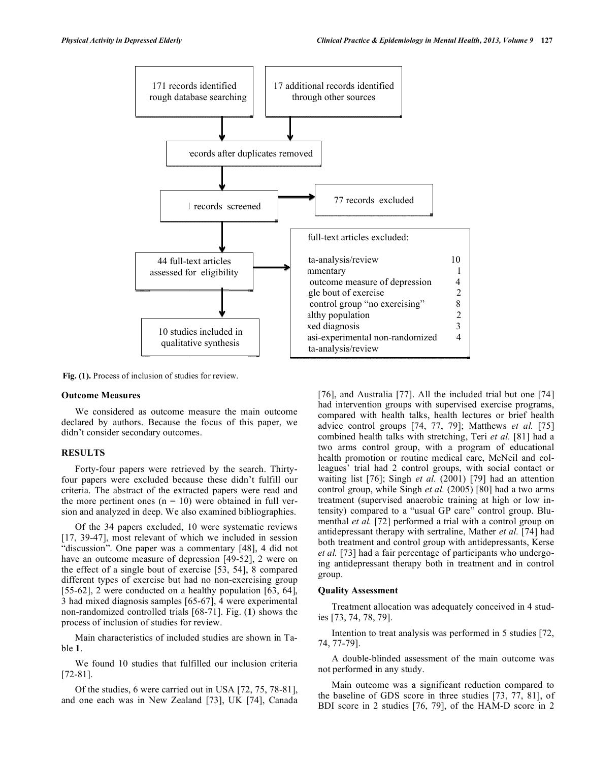171 records identified rough database searching

17 additional records identified through other sources

ecords after duplicates removed

l records screened

77 records excluded

44 full-text articles assessed for eligibility

full-text articles excluded:

| | |
|---|---|
| ta-analysis/review | 10 |
| mmentary | 1 |
| outcome measure of depression | 4 |
| gle bout of exercise | 2 |
| control group "no exercising" | 8 |
| althy population | 2 |
| xed diagnosis | 3 |
| asi-experimental non-randomized | 4 |
| ta-analysis/review | |

10 studies included in qualitative synthesis

**Fig. (1).** Process of inclusion of studies for review.

### Outcome Measures

We considered as outcome measure the main outcome declared by authors. Because the focus of this paper, we didn't consider secondary outcomes.

## RESULTS

Forty-four papers were retrieved by the search. Thirty-four papers were excluded because these didn't fulfill our criteria. The abstract of the extracted papers were read and the more pertinent ones (n = 10) were obtained in full version and analyzed in deep. We also examined bibliographies.

Of the 34 papers excluded, 10 were systematic reviews [17, 39-47], most relevant of which we included in session "discussion". One paper was a commentary [48], 4 did not have an outcome measure of depression [49-52], 2 were on the effect of a single bout of exercise [53, 54], 8 compared different types of exercise but had no non-exercising group [55-62], 2 were conducted on a healthy population [63, 64], 3 had mixed diagnosis samples [65-67], 4 were experimental non-randomized controlled trials [68-71]. Fig. (**1**) shows the process of inclusion of studies for review.

Main characteristics of included studies are shown in Table **1**.

We found 10 studies that fulfilled our inclusion criteria [72-81].

Of the studies, 6 were carried out in USA [72, 75, 78-81], and one each was in New Zealand [73], UK [74], Canada [76], and Australia [77]. All the included trial but one [74] had intervention groups with supervised exercise programs, compared with health talks, health lectures or brief health advice control groups [74, 77, 79]; Matthews *et al.* [75] combined health talks with stretching, Teri *et al.* [81] had a two arms control group, with a program of educational health promotion or routine medical care, McNeil and colleagues' trial had 2 control groups, with social contact or waiting list [76]; Singh *et al.* (2001) [79] had an attention control group, while Singh *et al.* (2005) [80] had a two arms treatment (supervised anaerobic training at high or low intensity) compared to a "usual GP care" control group. Blumenthal *et al.* [72] performed a trial with a control group on antidepressant therapy with sertraline, Mather *et al.* [74] had both treatment and control group with antidepressants, Kerse *et al.* [73] had a fair percentage of participants who undergoing antidepressant therapy both in treatment and in control group.

### Quality Assessment

Treatment allocation was adequately conceived in 4 studies [73, 74, 78, 79].

Intention to treat analysis was performed in 5 studies [72, 74, 77-79].

A double-blinded assessment of the main outcome was not performed in any study.

Main outcome was a significant reduction compared to the baseline of GDS score in three studies [73, 77, 81], of BDI score in 2 studies [76, 79], of the HAM-D score in 2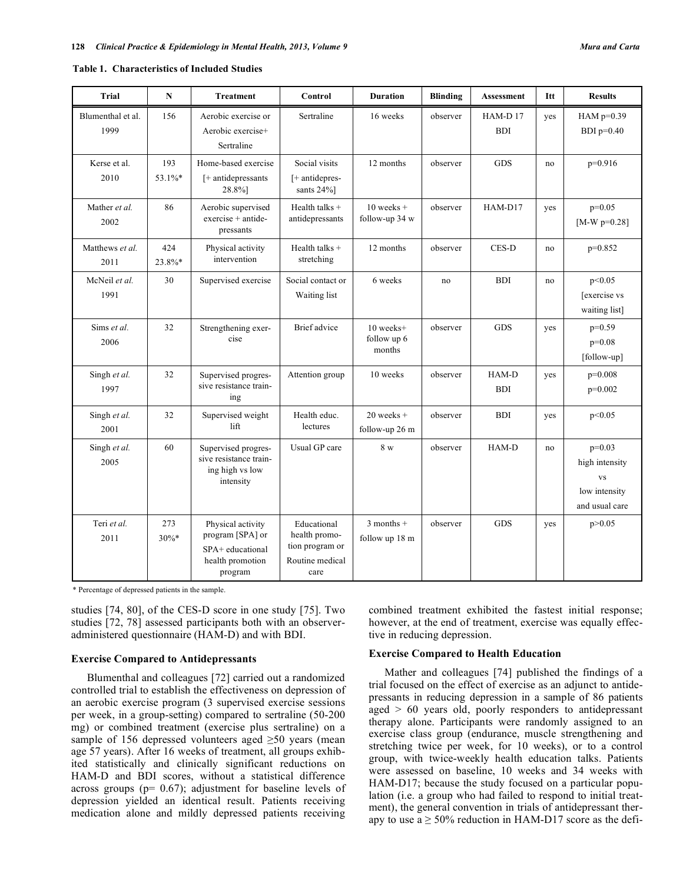**Table 1. Characteristics of Included Studies**

| Trial | N | Treatment | Control | Duration | Blinding | Assessment | Itt | Results |
|---|---|---|---|---|---|---|---|---|
| Blumenthal et al. 1999 | 156 | Aerobic exercise or Aerobic exercise+ Sertraline | Sertraline | 16 weeks | observer | HAM-D 17 BDI | yes | HAM p=0.39 BDI p=0.40 |
| Kerse et al. 2010 | 193 53.1%* | Home-based exercise [+ antidepressants 28.8%] | Social visits [+ antidepressants 24%] | 12 months | observer | GDS | no | p=0.916 |
| Mather *et al.* 2002 | 86 | Aerobic supervised exercise + antidepressants | Health talks + antidepressants | 10 weeks + follow-up 34 w | observer | HAM-D17 | yes | p=0.05 [M-W p=0.28] |
| Matthews *et al.* 2011 | 424 23.8%* | Physical activity intervention | Health talks + stretching | 12 months | observer | CES-D | no | p=0.852 |
| McNeil *et al.* 1991 | 30 | Supervised exercise | Social contact or Waiting list | 6 weeks | no | BDI | no | p<0.05 [exercise vs waiting list] |
| Sims *et al.* 2006 | 32 | Strengthening exercise | Brief advice | 10 weeks+ follow up 6 months | observer | GDS | yes | p=0.59 p=0.08 [follow-up] |
| Singh *et al.* 1997 | 32 | Supervised progressive resistance training | Attention group | 10 weeks | observer | HAM-D BDI | yes | p=0.008 p=0.002 |
| Singh *et al.* 2001 | 32 | Supervised weight lift | Health educ. lectures | 20 weeks + follow-up 26 m | observer | BDI | yes | p<0.05 |
| Singh *et al.* 2005 | 60 | Supervised progressive resistance training high vs low intensity | Usual GP care | 8 w | observer | HAM-D | no | p=0.03 high intensity vs low intensity and usual care |
| Teri *et al.* 2011 | 273 30%* | Physical activity program [SPA] or SPA+ educational health promotion program | Educational health promotion program or Routine medical care | 3 months + follow up 18 m | observer | GDS | yes | p>0.05 |

\* Percentage of depressed patients in the sample.

studies [74, 80], of the CES-D score in one study [75]. Two studies [72, 78] assessed participants both with an observer-administered questionnaire (HAM-D) and with BDI.

### Exercise Compared to Antidepressants

Blumenthal and colleagues [72] carried out a randomized controlled trial to establish the effectiveness on depression of an aerobic exercise program (3 supervised exercise sessions per week, in a group-setting) compared to sertraline (50-200 mg) or combined treatment (exercise plus sertraline) on a sample of 156 depressed volunteers aged ≥50 years (mean age 57 years). After 16 weeks of treatment, all groups exhibited statistically and clinically significant reductions on HAM-D and BDI scores, without a statistical difference across groups (p= 0.67); adjustment for baseline levels of depression yielded an identical result. Patients receiving medication alone and mildly depressed patients receiving combined treatment exhibited the fastest initial response; however, at the end of treatment, exercise was equally effective in reducing depression.

### Exercise Compared to Health Education

Mather and colleagues [74] published the findings of a trial focused on the effect of exercise as an adjunct to antidepressants in reducing depression in a sample of 86 patients aged > 60 years old, poorly responders to antidepressant therapy alone. Participants were randomly assigned to an exercise class group (endurance, muscle strengthening and stretching twice per week, for 10 weeks), or to a control group, with twice-weekly health education talks. Patients were assessed on baseline, 10 weeks and 34 weeks with HAM-D17; because the study focused on a particular population (i.e. a group who had failed to respond to initial treatment), the general convention in trials of antidepressant therapy to use a ≥ 50% reduction in HAM-D17 score as the defi-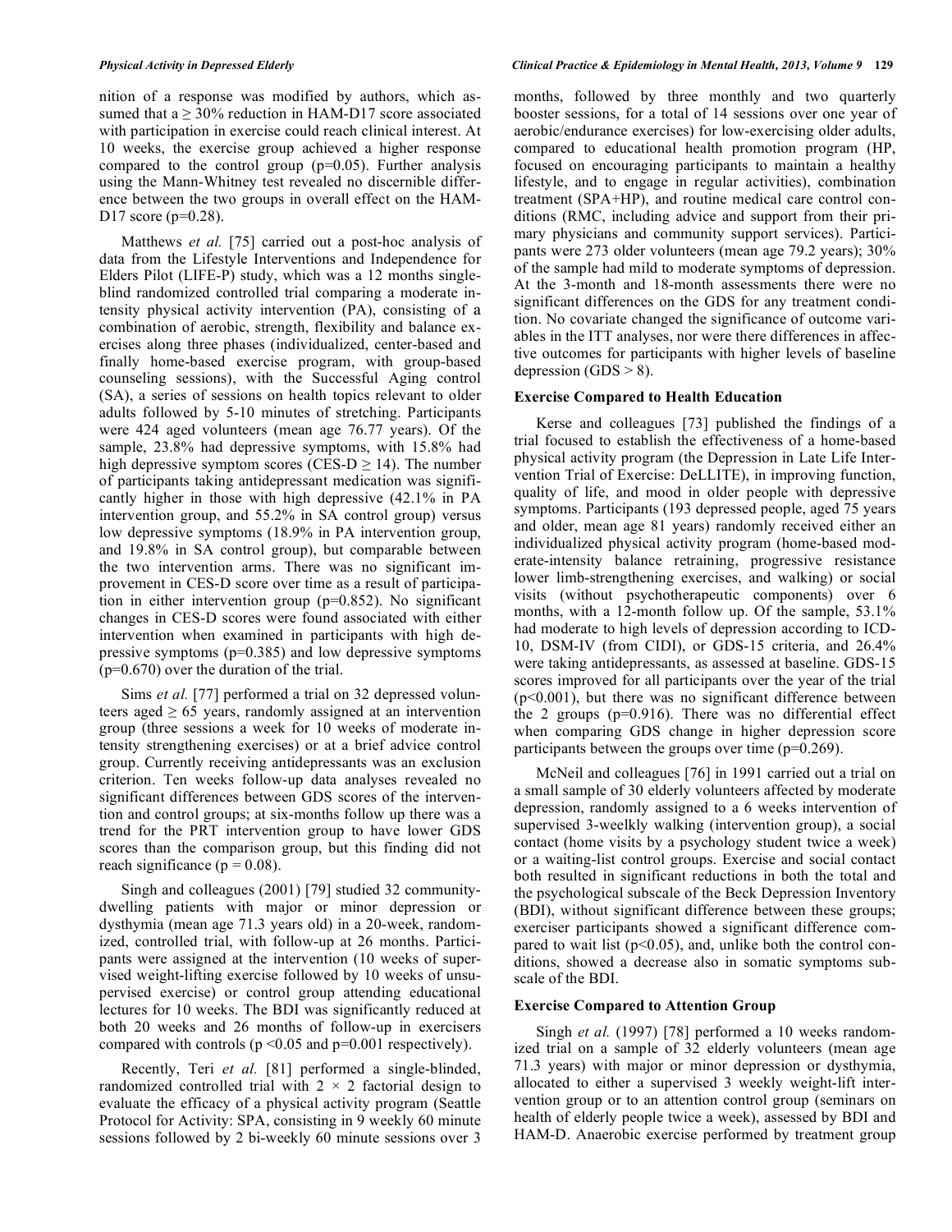nition of a response was modified by authors, which assumed that a $\geq 30\%$ reduction in HAM-D17 score associated with participation in exercise could reach clinical interest. At 10 weeks, the exercise group achieved a higher response compared to the control group ($p=0.05$). Further analysis using the Mann-Whitney test revealed no discernible difference between the two groups in overall effect on the HAM-D17 score ($p=0.28$).

Matthews *et al.* [75] carried out a post-hoc analysis of data from the Lifestyle Interventions and Independence for Elders Pilot (LIFE-P) study, which was a 12 months single-blind randomized controlled trial comparing a moderate intensity physical activity intervention (PA), consisting of a combination of aerobic, strength, flexibility and balance exercises along three phases (individualized, center-based and finally home-based exercise program, with group-based counseling sessions), with the Successful Aging control (SA), a series of sessions on health topics relevant to older adults followed by 5-10 minutes of stretching. Participants were 424 aged volunteers (mean age 76.77 years). Of the sample, 23.8% had depressive symptoms, with 15.8% had high depressive symptom scores (CES-D $\geq 14$). The number of participants taking antidepressant medication was significantly higher in those with high depressive (42.1% in PA intervention group, and 55.2% in SA control group) versus low depressive symptoms (18.9% in PA intervention group, and 19.8% in SA control group), but comparable between the two intervention arms. There was no significant improvement in CES-D score over time as a result of participation in either intervention group ($p=0.852$). No significant changes in CES-D scores were found associated with either intervention when examined in participants with high depressive symptoms ($p=0.385$) and low depressive symptoms ($p=0.670$) over the duration of the trial.

Sims *et al.* [77] performed a trial on 32 depressed volunteers aged $\geq 65$ years, randomly assigned at an intervention group (three sessions a week for 10 weeks of moderate intensity strengthening exercises) or at a brief advice control group. Currently receiving antidepressants was an exclusion criterion. Ten weeks follow-up data analyses revealed no significant differences between GDS scores of the intervention and control groups; at six-months follow up there was a trend for the PRT intervention group to have lower GDS scores than the comparison group, but this finding did not reach significance ($p = 0.08$).

Singh and colleagues (2001) [79] studied 32 community-dwelling patients with major or minor depression or dysthymia (mean age 71.3 years old) in a 20-week, randomized, controlled trial, with follow-up at 26 months. Participants were assigned at the intervention (10 weeks of supervised weight-lifting exercise followed by 10 weeks of unsupervised exercise) or control group attending educational lectures for 10 weeks. The BDI was significantly reduced at both 20 weeks and 26 months of follow-up in exercisers compared with controls ($p < 0.05$ and $p=0.001$ respectively).

Recently, Teri *et al.* [81] performed a single-blinded, randomized controlled trial with $2 \times 2$ factorial design to evaluate the efficacy of a physical activity program (Seattle Protocol for Activity: SPA, consisting in 9 weekly 60 minute sessions followed by 2 bi-weekly 60 minute sessions over 3 months, followed by three monthly and two quarterly booster sessions, for a total of 14 sessions over one year of aerobic/endurance exercises) for low-exercising older adults, compared to educational health promotion program (HP, focused on encouraging participants to maintain a healthy lifestyle, and to engage in regular activities), combination treatment (SPA+HP), and routine medical care control conditions (RMC, including advice and support from their primary physicians and community support services). Participants were 273 older volunteers (mean age 79.2 years); 30% of the sample had mild to moderate symptoms of depression. At the 3-month and 18-month assessments there were no significant differences on the GDS for any treatment condition. No covariate changed the significance of outcome variables in the ITT analyses, nor were there differences in affective outcomes for participants with higher levels of baseline depression (GDS > 8).

### Exercise Compared to Health Education

Kerse and colleagues [73] published the findings of a trial focused to establish the effectiveness of a home-based physical activity program (the Depression in Late Life Intervention Trial of Exercise: DeLLITE), in improving function, quality of life, and mood in older people with depressive symptoms. Participants (193 depressed people, aged 75 years and older, mean age 81 years) randomly received either an individualized physical activity program (home-based moderate-intensity balance retraining, progressive resistance lower limb-strengthening exercises, and walking) or social visits (without psychotherapeutic components) over 6 months, with a 12-month follow up. Of the sample, 53.1% had moderate to high levels of depression according to ICD-10, DSM-IV (from CIDI), or GDS-15 criteria, and 26.4% were taking antidepressants, as assessed at baseline. GDS-15 scores improved for all participants over the year of the trial ($p<0.001$), but there was no significant difference between the 2 groups ($p=0.916$). There was no differential effect when comparing GDS change in higher depression score participants between the groups over time ($p=0.269$).

McNeil and colleagues [76] in 1991 carried out a trial on a small sample of 30 elderly volunteers affected by moderate depression, randomly assigned to a 6 weeks intervention of supervised 3-weelkly walking (intervention group), a social contact (home visits by a psychology student twice a week) or a waiting-list control groups. Exercise and social contact both resulted in significant reductions in both the total and the psychological subscale of the Beck Depression Inventory (BDI), without significant difference between these groups; exerciser participants showed a significant difference compared to wait list ($p<0.05$), and, unlike both the control conditions, showed a decrease also in somatic symptoms subscale of the BDI.

### Exercise Compared to Attention Group

Singh *et al.* (1997) [78] performed a 10 weeks randomized trial on a sample of 32 elderly volunteers (mean age 71.3 years) with major or minor depression or dysthymia, allocated to either a supervised 3 weekly weight-lift intervention group or to an attention control group (seminars on health of elderly people twice a week), assessed by BDI and HAM-D. Anaerobic exercise performed by treatment group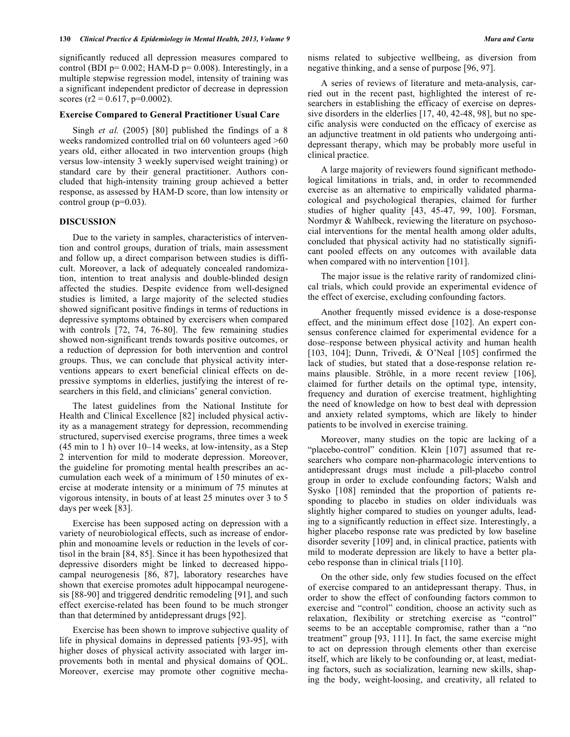significantly reduced all depression measures compared to control (BDI $p= 0.002$; HAM-D $p= 0.008$). Interestingly, in a multiple stepwise regression model, intensity of training was a significant independent predictor of decrease in depression scores ($r2 = 0.617$, $p=0.0002$).

### Exercise Compared to General Practitioner Usual Care

Singh *et al.* (2005) [80] published the findings of a 8 weeks randomized controlled trial on 60 volunteers aged >60 years old, either allocated in two intervention groups (high versus low-intensity 3 weekly supervised weight training) or standard care by their general practitioner. Authors concluded that high-intensity training group achieved a better response, as assessed by HAM-D score, than low intensity or control group ($p=0.03$).

## DISCUSSION

Due to the variety in samples, characteristics of intervention and control groups, duration of trials, main assessment and follow up, a direct comparison between studies is difficult. Moreover, a lack of adequately concealed randomization, intention to treat analysis and double-blinded design affected the studies. Despite evidence from well-designed studies is limited, a large majority of the selected studies showed significant positive findings in terms of reductions in depressive symptoms obtained by exercisers when compared with controls [72, 74, 76-80]. The few remaining studies showed non-significant trends towards positive outcomes, or a reduction of depression for both intervention and control groups. Thus, we can conclude that physical activity interventions appears to exert beneficial clinical effects on depressive symptoms in elderlies, justifying the interest of researchers in this field, and clinicians' general conviction.

The latest guidelines from the National Institute for Health and Clinical Excellence [82] included physical activity as a management strategy for depression, recommending structured, supervised exercise programs, three times a week (45 min to 1 h) over 10–14 weeks, at low-intensity, as a Step 2 intervention for mild to moderate depression. Moreover, the guideline for promoting mental health prescribes an accumulation each week of a minimum of 150 minutes of exercise at moderate intensity or a minimum of 75 minutes at vigorous intensity, in bouts of at least 25 minutes over 3 to 5 days per week [83].

Exercise has been supposed acting on depression with a variety of neurobiological effects, such as increase of endorphin and monoamine levels or reduction in the levels of cortisol in the brain [84, 85]. Since it has been hypothesized that depressive disorders might be linked to decreased hippocampal neurogenesis [86, 87], laboratory researches have shown that exercise promotes adult hippocampal neurogenesis [88-90] and triggered dendritic remodeling [91], and such effect exercise-related has been found to be much stronger than that determined by antidepressant drugs [92].

Exercise has been shown to improve subjective quality of life in physical domains in depressed patients [93-95], with higher doses of physical activity associated with larger improvements both in mental and physical domains of QOL. Moreover, exercise may promote other cognitive mechanisms related to subjective wellbeing, as diversion from negative thinking, and a sense of purpose [96, 97].

A series of reviews of literature and meta-analysis, carried out in the recent past, highlighted the interest of researchers in establishing the efficacy of exercise on depressive disorders in the elderlies [17, 40, 42-48, 98], but no specific analysis were conducted on the efficacy of exercise as an adjunctive treatment in old patients who undergoing antidepressant therapy, which may be probably more useful in clinical practice.

A large majority of reviewers found significant methodological limitations in trials, and, in order to recommended exercise as an alternative to empirically validated pharmacological and psychological therapies, claimed for further studies of higher quality [43, 45-47, 99, 100]. Forsman, Nordmyr & Wahlbeck, reviewing the literature on psychosocial interventions for the mental health among older adults, concluded that physical activity had no statistically significant pooled effects on any outcomes with available data when compared with no intervention [101].

The major issue is the relative rarity of randomized clinical trials, which could provide an experimental evidence of the effect of exercise, excluding confounding factors.

Another frequently missed evidence is a dose-response effect, and the minimum effect dose [102]. An expert consensus conference claimed for experimental evidence for a dose–response between physical activity and human health [103, 104]; Dunn, Trivedi, & O'Neal [105] confirmed the lack of studies, but stated that a dose-response relation remains plausible. Ströhle, in a more recent review [106], claimed for further details on the optimal type, intensity, frequency and duration of exercise treatment, highlighting the need of knowledge on how to best deal with depression and anxiety related symptoms, which are likely to hinder patients to be involved in exercise training.

Moreover, many studies on the topic are lacking of a "placebo-control" condition. Klein [107] assumed that researchers who compare non-pharmacologic interventions to antidepressant drugs must include a pill-placebo control group in order to exclude confounding factors; Walsh and Sysko [108] reminded that the proportion of patients responding to placebo in studies on older individuals was slightly higher compared to studies on younger adults, leading to a significantly reduction in effect size. Interestingly, a higher placebo response rate was predicted by low baseline disorder severity [109] and, in clinical practice, patients with mild to moderate depression are likely to have a better placebo response than in clinical trials [110].

On the other side, only few studies focused on the effect of exercise compared to an antidepressant therapy. Thus, in order to show the effect of confounding factors common to exercise and "control" condition, choose an activity such as relaxation, flexibility or stretching exercise as "control" seems to be an acceptable compromise, rather than a "no treatment" group [93, 111]. In fact, the same exercise might to act on depression through elements other than exercise itself, which are likely to be confounding or, at least, mediating factors, such as socialization, learning new skills, shaping the body, weight-loosing, and creativity, all related to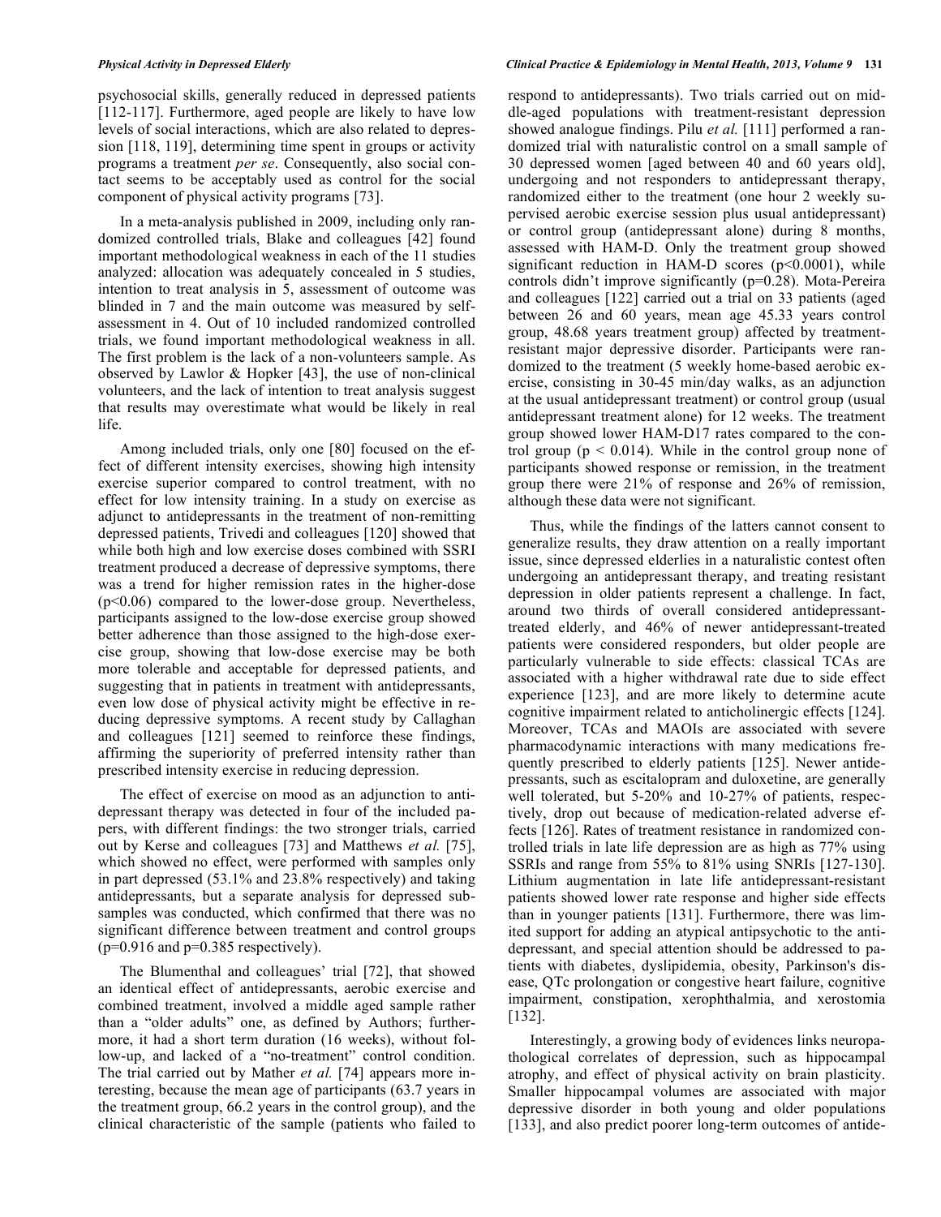psychosocial skills, generally reduced in depressed patients [112-117]. Furthermore, aged people are likely to have low levels of social interactions, which are also related to depression [118, 119], determining time spent in groups or activity programs a treatment *per se*. Consequently, also social contact seems to be acceptably used as control for the social component of physical activity programs [73].

In a meta-analysis published in 2009, including only randomized controlled trials, Blake and colleagues [42] found important methodological weakness in each of the 11 studies analyzed: allocation was adequately concealed in 5 studies, intention to treat analysis in 5, assessment of outcome was blinded in 7 and the main outcome was measured by self-assessment in 4. Out of 10 included randomized controlled trials, we found important methodological weakness in all. The first problem is the lack of a non-volunteers sample. As observed by Lawlor & Hopker [43], the use of non-clinical volunteers, and the lack of intention to treat analysis suggest that results may overestimate what would be likely in real life.

Among included trials, only one [80] focused on the effect of different intensity exercises, showing high intensity exercise superior compared to control treatment, with no effect for low intensity training. In a study on exercise as adjunct to antidepressants in the treatment of non-remitting depressed patients, Trivedi and colleagues [120] showed that while both high and low exercise doses combined with SSRI treatment produced a decrease of depressive symptoms, there was a trend for higher remission rates in the higher-dose ($p<0.06$) compared to the lower-dose group. Nevertheless, participants assigned to the low-dose exercise group showed better adherence than those assigned to the high-dose exercise group, showing that low-dose exercise may be both more tolerable and acceptable for depressed patients, and suggesting that in patients in treatment with antidepressants, even low dose of physical activity might be effective in reducing depressive symptoms. A recent study by Callaghan and colleagues [121] seemed to reinforce these findings, affirming the superiority of preferred intensity rather than prescribed intensity exercise in reducing depression.

The effect of exercise on mood as an adjunction to antidepressant therapy was detected in four of the included papers, with different findings: the two stronger trials, carried out by Kerse and colleagues [73] and Matthews *et al.* [75], which showed no effect, were performed with samples only in part depressed (53.1% and 23.8% respectively) and taking antidepressants, but a separate analysis for depressed subsamples was conducted, which confirmed that there was no significant difference between treatment and control groups ($p=0.916$ and $p=0.385$ respectively).

The Blumenthal and colleagues' trial [72], that showed an identical effect of antidepressants, aerobic exercise and combined treatment, involved a middle aged sample rather than a "older adults" one, as defined by Authors; furthermore, it had a short term duration (16 weeks), without follow-up, and lacked of a "no-treatment" control condition. The trial carried out by Mather *et al.* [74] appears more interesting, because the mean age of participants (63.7 years in the treatment group, 66.2 years in the control group), and the clinical characteristic of the sample (patients who failed to respond to antidepressants). Two trials carried out on middle-aged populations with treatment-resistant depression showed analogue findings. Pilu *et al.* [111] performed a randomized trial with naturalistic control on a small sample of 30 depressed women [aged between 40 and 60 years old], undergoing and not responders to antidepressant therapy, randomized either to the treatment (one hour 2 weekly supervised aerobic exercise session plus usual antidepressant) or control group (antidepressant alone) during 8 months, assessed with HAM-D. Only the treatment group showed significant reduction in HAM-D scores ($p<0.0001$), while controls didn't improve significantly ($p=0.28$). Mota-Pereira and colleagues [122] carried out a trial on 33 patients (aged between 26 and 60 years, mean age 45.33 years control group, 48.68 years treatment group) affected by treatment-resistant major depressive disorder. Participants were randomized to the treatment (5 weekly home-based aerobic exercise, consisting in 30-45 min/day walks, as an adjunction at the usual antidepressant treatment) or control group (usual antidepressant treatment alone) for 12 weeks. The treatment group showed lower HAM-D17 rates compared to the control group ($p < 0.014$). While in the control group none of participants showed response or remission, in the treatment group there were 21% of response and 26% of remission, although these data were not significant.

Thus, while the findings of the latters cannot consent to generalize results, they draw attention on a really important issue, since depressed elderlies in a naturalistic contest often undergoing an antidepressant therapy, and treating resistant depression in older patients represent a challenge. In fact, around two thirds of overall considered antidepressant-treated elderly, and 46% of newer antidepressant-treated patients were considered responders, but older people are particularly vulnerable to side effects: classical TCAs are associated with a higher withdrawal rate due to side effect experience [123], and are more likely to determine acute cognitive impairment related to anticholinergic effects [124]. Moreover, TCAs and MAOIs are associated with severe pharmacodynamic interactions with many medications frequently prescribed to elderly patients [125]. Newer antidepressants, such as escitalopram and duloxetine, are generally well tolerated, but 5-20% and 10-27% of patients, respectively, drop out because of medication-related adverse effects [126]. Rates of treatment resistance in randomized controlled trials in late life depression are as high as 77% using SSRIs and range from 55% to 81% using SNRIs [127-130]. Lithium augmentation in late life antidepressant-resistant patients showed lower rate response and higher side effects than in younger patients [131]. Furthermore, there was limited support for adding an atypical antipsychotic to the antidepressant, and special attention should be addressed to patients with diabetes, dyslipidemia, obesity, Parkinson's disease, QTc prolongation or congestive heart failure, cognitive impairment, constipation, xerophthalmia, and xerostomia [132].

Interestingly, a growing body of evidences links neuropathological correlates of depression, such as hippocampal atrophy, and effect of physical activity on brain plasticity. Smaller hippocampal volumes are associated with major depressive disorder in both young and older populations [133], and also predict poorer long-term outcomes of antide-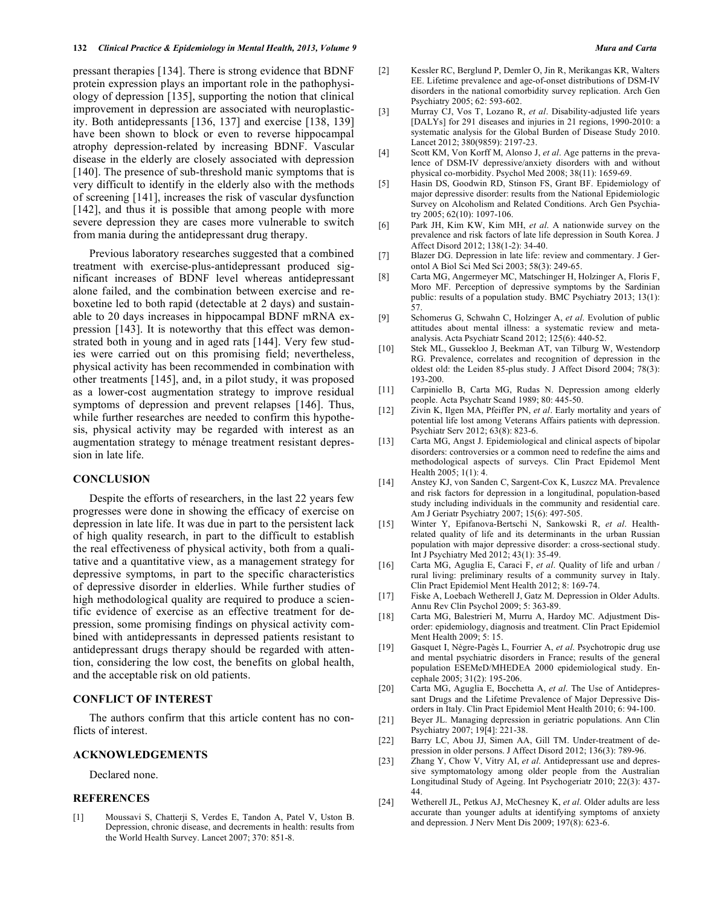pressant therapies [134]. There is strong evidence that BDNF protein expression plays an important role in the pathophysiology of depression [135], supporting the notion that clinical improvement in depression are associated with neuroplasticity. Both antidepressants [136, 137] and exercise [138, 139] have been shown to block or even to reverse hippocampal atrophy depression-related by increasing BDNF. Vascular disease in the elderly are closely associated with depression [140]. The presence of sub-threshold manic symptoms that is very difficult to identify in the elderly also with the methods of screening [141], increases the risk of vascular dysfunction [142], and thus it is possible that among people with more severe depression they are cases more vulnerable to switch from mania during the antidepressant drug therapy.

Previous laboratory researches suggested that a combined treatment with exercise-plus-antidepressant produced significant increases of BDNF level whereas antidepressant alone failed, and the combination between exercise and reboxetine led to both rapid (detectable at 2 days) and sustainable to 20 days increases in hippocampal BDNF mRNA expression [143]. It is noteworthy that this effect was demonstrated both in young and in aged rats [144]. Very few studies were carried out on this promising field; nevertheless, physical activity has been recommended in combination with other treatments [145], and, in a pilot study, it was proposed as a lower-cost augmentation strategy to improve residual symptoms of depression and prevent relapses [146]. Thus, while further researches are needed to confirm this hypothesis, physical activity may be regarded with interest as an augmentation strategy to ménage treatment resistant depression in late life.

## CONCLUSION

Despite the efforts of researchers, in the last 22 years few progresses were done in showing the efficacy of exercise on depression in late life. It was due in part to the persistent lack of high quality research, in part to the difficult to establish the real effectiveness of physical activity, both from a qualitative and a quantitative view, as a management strategy for depressive symptoms, in part to the specific characteristics of depressive disorder in elderlies. While further studies of high methodological quality are required to produce a scientific evidence of exercise as an effective treatment for depression, some promising findings on physical activity combined with antidepressants in depressed patients resistant to antidepressant drugs therapy should be regarded with attention, considering the low cost, the benefits on global health, and the acceptable risk on old patients.

## CONFLICT OF INTEREST

The authors confirm that this article content has no conflicts of interest.

## ACKNOWLEDGEMENTS

Declared none.

## REFERENCES

[1] Moussavi S, Chatterji S, Verdes E, Tandon A, Patel V, Uston B. Depression, chronic disease, and decrements in health: results from the World Health Survey. Lancet 2007; 370: 851-8.

[2] Kessler RC, Berglund P, Demler O, Jin R, Merikangas KR, Walters EE. Lifetime prevalence and age-of-onset distributions of DSM-IV disorders in the national comorbidity survey replication. Arch Gen Psychiatry 2005; 62: 593-602.

[3] Murray CJ, Vos T, Lozano R, *et al*. Disability-adjusted life years [DALYs] for 291 diseases and injuries in 21 regions, 1990-2010: a systematic analysis for the Global Burden of Disease Study 2010. Lancet 2012; 380(9859): 2197-23.

[4] Scott KM, Von Korff M, Alonso J, *et al*. Age patterns in the prevalence of DSM-IV depressive/anxiety disorders with and without physical co-morbidity. Psychol Med 2008; 38(11): 1659-69.

[5] Hasin DS, Goodwin RD, Stinson FS, Grant BF. Epidemiology of major depressive disorder: results from the National Epidemiologic Survey on Alcoholism and Related Conditions. Arch Gen Psychiatry 2005; 62(10): 1097-106.

[6] Park JH, Kim KW, Kim MH, *et al*. A nationwide survey on the prevalence and risk factors of late life depression in South Korea. J Affect Disord 2012; 138(1-2): 34-40.

[7] Blazer DG. Depression in late life: review and commentary. J Gerontol A Biol Sci Med Sci 2003; 58(3): 249-65.

[8] Carta MG, Angermeyer MC, Matschinger H, Holzinger A, Floris F, Moro MF. Perception of depressive symptoms by the Sardinian public: results of a population study. BMC Psychiatry 2013; 13(1): 57.

[9] Schomerus G, Schwahn C, Holzinger A, *et al*. Evolution of public attitudes about mental illness: a systematic review and meta-analysis. Acta Psychiatr Scand 2012; 125(6): 440-52.

[10] Stek ML, Gussekloo J, Beekman AT, van Tilburg W, Westendorp RG. Prevalence, correlates and recognition of depression in the oldest old: the Leiden 85-plus study. J Affect Disord 2004; 78(3): 193-200.

[11] Carpiniello B, Carta MG, Rudas N. Depression among elderly people. Acta Psychatr Scand 1989; 80: 445-50.

[12] Zivin K, Ilgen MA, Pfeiffer PN, *et al*. Early mortality and years of potential life lost among Veterans Affairs patients with depression. Psychiatr Serv 2012; 63(8): 823-6.

[13] Carta MG, Angst J. Epidemiological and clinical aspects of bipolar disorders: controversies or a common need to redefine the aims and methodological aspects of surveys. Clin Pract Epidemol Ment Health 2005; 1(1): 4.

[14] Anstey KJ, von Sanden C, Sargent-Cox K, Luszcz MA. Prevalence and risk factors for depression in a longitudinal, population-based study including individuals in the community and residential care. Am J Geriatr Psychiatry 2007; 15(6): 497-505.

[15] Winter Y, Epifanova-Bertschi N, Sankowski R, *et al*. Health-related quality of life and its determinants in the urban Russian population with major depressive disorder: a cross-sectional study. Int J Psychiatry Med 2012; 43(1): 35-49.

[16] Carta MG, Aguglia E, Caraci F, *et al*. Quality of life and urban / rural living: preliminary results of a community survey in Italy. Clin Pract Epidemiol Ment Health 2012; 8: 169-74.

[17] Fiske A, Loebach Wetherell J, Gatz M. Depression in Older Adults. Annu Rev Clin Psychol 2009; 5: 363-89.

[18] Carta MG, Balestrieri M, Murru A, Hardoy MC. Adjustment Disorder: epidemiology, diagnosis and treatment. Clin Pract Epidemiol Ment Health 2009; 5: 15.

[19] Gasquet I, Nègre-Pagès L, Fourrier A, *et al*. Psychotropic drug use and mental psychiatric disorders in France; results of the general population ESEMeD/MHEDEA 2000 epidemiological study. Encephale 2005; 31(2): 195-206.

[20] Carta MG, Aguglia E, Bocchetta A, *et al*. The Use of Antidepressant Drugs and the Lifetime Prevalence of Major Depressive Disorders in Italy. Clin Pract Epidemiol Ment Health 2010; 6: 94-100.

[21] Beyer JL. Managing depression in geriatric populations. Ann Clin Psychiatry 2007; 19[4]: 221-38.

[22] Barry LC, Abou JJ, Simen AA, Gill TM. Under-treatment of depression in older persons. J Affect Disord 2012; 136(3): 789-96.

[23] Zhang Y, Chow V, Vitry AI, *et al*. Antidepressant use and depressive symptomatology among older people from the Australian Longitudinal Study of Ageing. Int Psychogeriatr 2010; 22(3): 437-44.

[24] Wetherell JL, Petkus AJ, McChesney K, *et al*. Older adults are less accurate than younger adults at identifying symptoms of anxiety and depression. J Nerv Ment Dis 2009; 197(8): 623-6.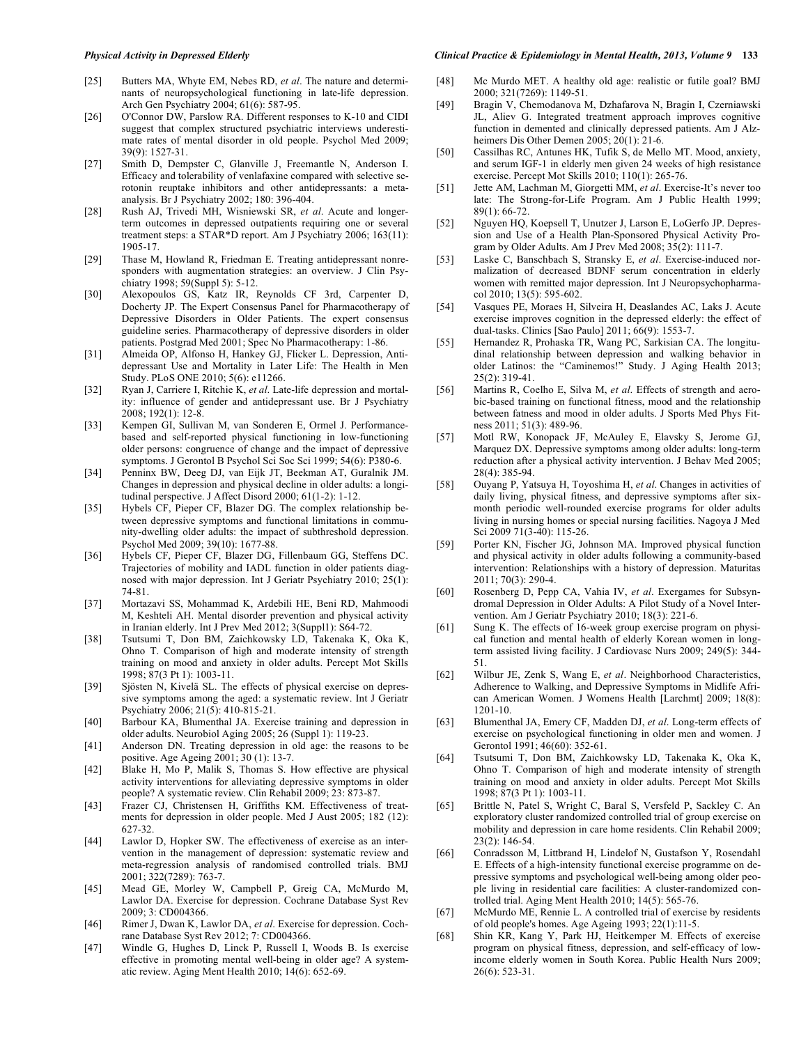[25] Butters MA, Whyte EM, Nebes RD, *et al*. The nature and determinants of neuropsychological functioning in late-life depression. Arch Gen Psychiatry 2004; 61(6): 587-95.

[26] O'Connor DW, Parslow RA. Different responses to K-10 and CIDI suggest that complex structured psychiatric interviews underestimate rates of mental disorder in old people. Psychol Med 2009; 39(9): 1527-31.

[27] Smith D, Dempster C, Glanville J, Freemantle N, Anderson I. Efficacy and tolerability of venlafaxine compared with selective serotonin reuptake inhibitors and other antidepressants: a meta-analysis. Br J Psychiatry 2002; 180: 396-404.

[28] Rush AJ, Trivedi MH, Wisniewski SR, *et al*. Acute and longer-term outcomes in depressed outpatients requiring one or several treatment steps: a STAR*D report. Am J Psychiatry 2006; 163(11): 1905-17.

[29] Thase M, Howland R, Friedman E. Treating antidepressant nonresponders with augmentation strategies: an overview. J Clin Psychiatry 1998; 59(Suppl 5): 5-12.

[30] Alexopoulos GS, Katz IR, Reynolds CF 3rd, Carpenter D, Docherty JP. The Expert Consensus Panel for Pharmacotherapy of Depressive Disorders in Older Patients. The expert consensus guideline series. Pharmacotherapy of depressive disorders in older patients. Postgrad Med 2001; Spec No Pharmacotherapy: 1-86.

[31] Almeida OP, Alfonso H, Hankey GJ, Flicker L. Depression, Antidepressant Use and Mortality in Later Life: The Health in Men Study. PLoS ONE 2010; 5(6): e11266.

[32] Ryan J, Carriere I, Ritchie K, *et al*. Late-life depression and mortality: influence of gender and antidepressant use. Br J Psychiatry 2008; 192(1): 12-8.

[33] Kempen GI, Sullivan M, van Sonderen E, Ormel J. Performance-based and self-reported physical functioning in low-functioning older persons: congruence of change and the impact of depressive symptoms. J Gerontol B Psychol Sci Soc Sci 1999; 54(6): P380-6.

[34] Penninx BW, Deeg DJ, van Eijk JT, Beekman AT, Guralnik JM. Changes in depression and physical decline in older adults: a longitudinal perspective. J Affect Disord 2000; 61(1-2): 1-12.

[35] Hybels CF, Pieper CF, Blazer DG. The complex relationship between depressive symptoms and functional limitations in community-dwelling older adults: the impact of subthreshold depression. Psychol Med 2009; 39(10): 1677-88.

[36] Hybels CF, Pieper CF, Blazer DG, Fillenbaum GG, Steffens DC. Trajectories of mobility and IADL function in older patients diagnosed with major depression. Int J Geriatr Psychiatry 2010; 25(1): 74-81.

[37] Mortazavi SS, Mohammad K, Ardebili HE, Beni RD, Mahmoodi M, Keshteli AH. Mental disorder prevention and physical activity in Iranian elderly. Int J Prev Med 2012; 3(Suppl1): S64-72.

[38] Tsutsumi T, Don BM, Zaichkowsky LD, Takenaka K, Oka K, Ohno T. Comparison of high and moderate intensity of strength training on mood and anxiety in older adults. Percept Mot Skills 1998; 87(3 Pt 1): 1003-11.

[39] Sjösten N, Kivelä SL. The effects of physical exercise on depressive symptoms among the aged: a systematic review. Int J Geriatr Psychiatry 2006; 21(5): 410-815-21.

[40] Barbour KA, Blumenthal JA. Exercise training and depression in older adults. Neurobiol Aging 2005; 26 (Suppl 1): 119-23.

[41] Anderson DN. Treating depression in old age: the reasons to be positive. Age Ageing 2001; 30 (1): 13-7.

[42] Blake H, Mo P, Malik S, Thomas S. How effective are physical activity interventions for alleviating depressive symptoms in older people? A systematic review. Clin Rehabil 2009; 23: 873-87.

[43] Frazer CJ, Christensen H, Griffiths KM. Effectiveness of treatments for depression in older people. Med J Aust 2005; 182 (12): 627-32.

[44] Lawlor D, Hopker SW. The effectiveness of exercise as an intervention in the management of depression: systematic review and meta-regression analysis of randomised controlled trials. BMJ 2001; 322(7289): 763-7.

[45] Mead GE, Morley W, Campbell P, Greig CA, McMurdo M, Lawlor DA. Exercise for depression. Cochrane Database Syst Rev 2009; 3: CD004366.

[46] Rimer J, Dwan K, Lawlor DA, *et al*. Exercise for depression. Cochrane Database Syst Rev 2012; 7: CD004366.

[47] Windle G, Hughes D, Linck P, Russell I, Woods B. Is exercise effective in promoting mental well-being in older age? A systematic review. Aging Ment Health 2010; 14(6): 652-69.

[48] Mc Murdo MET. A healthy old age: realistic or futile goal? BMJ 2000; 321(7269): 1149-51.

[49] Bragin V, Chemodanova M, Dzhafarova N, Bragin I, Czerniawski JL, Aliev G. Integrated treatment approach improves cognitive function in demented and clinically depressed patients. Am J Alzheimers Dis Other Demen 2005; 20(1): 21-6.

[50] Cassilhas RC, Antunes HK, Tufik S, de Mello MT. Mood, anxiety, and serum IGF-1 in elderly men given 24 weeks of high resistance exercise. Percept Mot Skills 2010; 110(1): 265-76.

[51] Jette AM, Lachman M, Giorgetti MM, *et al*. Exercise-It's never too late: The Strong-for-Life Program. Am J Public Health 1999; 89(1): 66-72.

[52] Nguyen HQ, Koepsell T, Unutzer J, Larson E, LoGerfo JP. Depression and Use of a Health Plan-Sponsored Physical Activity Program by Older Adults. Am J Prev Med 2008; 35(2): 111-7.

[53] Laske C, Banschbach S, Stransky E, *et al*. Exercise-induced normalization of decreased BDNF serum concentration in elderly women with remitted major depression. Int J Neuropsychopharmacol 2010; 13(5): 595-602.

[54] Vasques PE, Moraes H, Silveira H, Deaslandes AC, Laks J. Acute exercise improves cognition in the depressed elderly: the effect of dual-tasks. Clinics [Sao Paulo] 2011; 66(9): 1553-7.

[55] Hernandez R, Prohaska TR, Wang PC, Sarkisian CA. The longitudinal relationship between depression and walking behavior in older Latinos: the "Caminemos!" Study. J Aging Health 2013; 25(2): 319-41.

[56] Martins R, Coelho E, Silva M, *et al*. Effects of strength and aerobic-based training on functional fitness, mood and the relationship between fatness and mood in older adults. J Sports Med Phys Fitness 2011; 51(3): 489-96.

[57] Motl RW, Konopack JF, McAuley E, Elavsky S, Jerome GJ, Marquez DX. Depressive symptoms among older adults: long-term reduction after a physical activity intervention. J Behav Med 2005; 28(4): 385-94.

[58] Ouyang P, Yatsuya H, Toyoshima H, *et al*. Changes in activities of daily living, physical fitness, and depressive symptoms after six-month periodic well-rounded exercise programs for older adults living in nursing homes or special nursing facilities. Nagoya J Med Sci 2009 71(3-40): 115-26.

[59] Porter KN, Fischer JG, Johnson MA. Improved physical function and physical activity in older adults following a community-based intervention: Relationships with a history of depression. Maturitas 2011; 70(3): 290-4.

[60] Rosenberg D, Pepp CA, Vahia IV, *et al*. Exergames for Subsyndromal Depression in Older Adults: A Pilot Study of a Novel Intervention. Am J Geriatr Psychiatry 2010; 18(3): 221-6.

[61] Sung K. The effects of 16-week group exercise program on physical function and mental health of elderly Korean women in long-term assisted living facility. J Cardiovasc Nurs 2009; 249(5): 344-51.

[62] Wilbur JE, Zenk S, Wang E, *et al*. Neighborhood Characteristics, Adherence to Walking, and Depressive Symptoms in Midlife African American Women. J Womens Health [Larchmt] 2009; 18(8): 1201-10.

[63] Blumenthal JA, Emery CF, Madden DJ, *et al*. Long-term effects of exercise on psychological functioning in older men and women. J Gerontol 1991; 46(60): 352-61.

[64] Tsutsumi T, Don BM, Zaichkowsky LD, Takenaka K, Oka K, Ohno T. Comparison of high and moderate intensity of strength training on mood and anxiety in older adults. Percept Mot Skills 1998; 87(3 Pt 1): 1003-11.

[65] Brittle N, Patel S, Wright C, Baral S, Versfeld P, Sackley C. An exploratory cluster randomized controlled trial of group exercise on mobility and depression in care home residents. Clin Rehabil 2009; 23(2): 146-54.

[66] Conradsson M, Littbrand H, Lindelof N, Gustafson Y, Rosendahl E. Effects of a high-intensity functional exercise programme on depressive symptoms and psychological well-being among older people living in residential care facilities: A cluster-randomized controlled trial. Aging Ment Health 2010; 14(5): 565-76.

[67] McMurdo ME, Rennie L. A controlled trial of exercise by residents of old people's homes. Age Ageing 1993; 22(1):11-5.

[68] Shin KR, Kang Y, Park HJ, Heitkemper M. Effects of exercise program on physical fitness, depression, and self-efficacy of low-income elderly women in South Korea. Public Health Nurs 2009; 26(6): 523-31.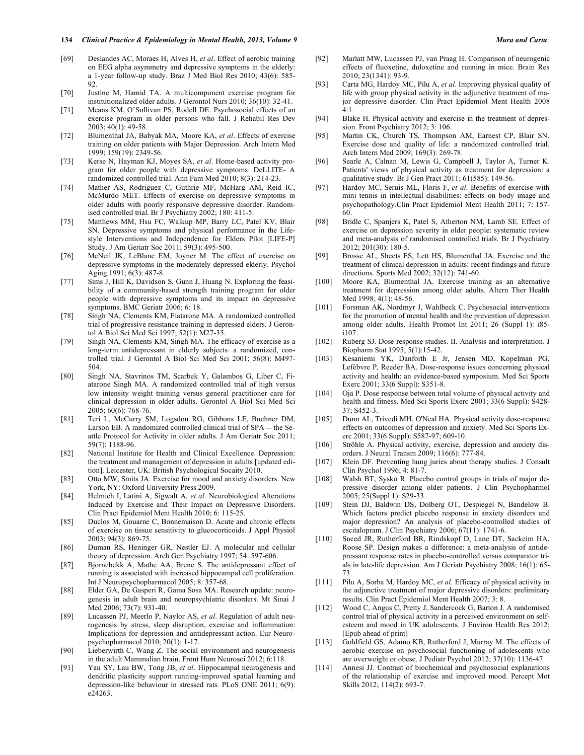[69] Deslandes AC, Moraes H, Alves H, *et al*. Effect of aerobic training on EEG alpha asymmetry and depressive symptoms in the elderly: a 1-year follow-up study. Braz J Med Biol Res 2010; 43(6): 585-92.

[70] Justine M, Hamid TA. A multicomponent exercise program for institutionalized older adults. J Gerontol Nurs 2010; 36(10): 32-41.

[71] Means KM, O'Sullivan PS, Rodell DE. Psychosocial effects of an exercise program in older persons who fall. J Rehabil Res Dev 2003; 40(1): 49-58.

[72] Blumenthal JA, Babyak MA, Moore KA, *et al*. Effects of exercise training on older patients with Major Depression. Arch Intern Med 1999; 159(19): 2349-56.

[73] Kerse N, Hayman KJ, Moyes SA, *et al*. Home-based activity program for older people with depressive symptoms: DeLLITE- A randomized controlled trial. Ann Fam Med 2010; 8(3): 214-23.

[74] Mather AS, Rodriguez C, Guthrie MF, McHarg AM, Reid IC, McMurdo MET. Effects of exercise on depressive symptoms in older adults with poorly responsive depressive disorder. Randomised controlled trial. Br J Psychiatry 2002; 180: 411-5.

[75] Matthews MM, Hsu FC, Walkup MP, Barry LC, Patel KV, Blair SN. Depressive symptoms and physical performance in the Lifestyle Interventions and Independence for Elders Pilot [LIFE-P] Study. J Am Geriatr Soc 2011; 59(3): 495-500.

[76] McNeil JK, LeBlanc EM, Joyner M. The effect of exercise on depressive symptoms in the moderately depressed elderly. Psychol Aging 1991; 6(3): 487-8.

[77] Sims J, Hill K, Davidson S, Gunn J, Huang N. Exploring the feasibility of a community-based strength training program for older people with depressive symptoms and its impact on depressive symptoms. BMC Geriatr 2006; 6: 18.

[78] Singh NA, Clements KM, Fiatarone MA. A randomized controlled trial of progressive resistance training in depressed elders. J Gerontol A Biol Sci Med Sci 1997; 52(1): M27-35.

[79] Singh NA, Clements KM, Singh MA. The efficacy of exercise as a long-term antidepressant in elderly subjects: a randomized, controlled trial. J Gerontol A Biol Sci Med Sci 2001; 56(8): M497-504.

[80] Singh NA, Stavrinos TM, Scarbek Y, Galambos G, Liber C, Fiatarone Singh MA. A randomized controlled trial of high versus low intensity weight training versus general practitioner care for clinical depression in older adults. Gerontol A Biol Sci Med Sci 2005; 60(6): 768-76.

[81] Teri L, McCurry SM, Logsdon RG, Gibbons LE, Buchner DM, Larson EB. A randomized controlled clinical trial of SPA -- the Seattle Protocol for Activity in older adults. J Am Geriatr Soc 2011; 59(7): 1188-96.

[82] National Institute for Health and Clinical Excellence. Depression: the treatment and management of depression in adults [updated edition]. Leicester, UK: British Psychological Socaity 2010.

[83] Otto MW, Smits JA. Exercise for mood and anxiety disorders. New York, NY: Oxford University Press 2009.

[84] Helmich I, Latini A, Sigwalt A, *et al*. Neurobiological Alterations Induced by Exercise and Their Impact on Depressive Disorders. Clin Pract Epidemiol Ment Health 2010; 6: 115-25.

[85] Duclos M, Gouarne C, Bonnemaison D. Acute and chronic effects of exercise on tissue sensitivity to glucocorticoids. J Appl Physiol 2003; 94(3): 869-75.

[86] Duman RS, Heninger GR, Nestler EJ. A molecular and cellular theory of depression. Arch Gen Psychiatry 1997; 54: 597-606.

[87] Bjornebekk A, Mathe AA, Brene S. The antidepressant effect of running is associated with increased hippocampal cell proliferation. Int J Neuropsychopharmacol 2005; 8: 357-68.

[88] Elder GA, De Gasperi R, Gama Sosa MA. Research update: neurogenesis in adult brain and neuropsychiatric disorders. Mt Sinai J Med 2006; 73(7): 931-40.

[89] Lucassen PJ, Meerlo P, Naylor AS, *et al*. Regulation of adult neurogenesis by stress, sleep disruption, exercise and inflammation: Implications for depression and antidepressant action. Eur Neuropsychopharmacol 2010; 20(1): 1-17.

[90] Lieberwirth C, Wang Z. The social environment and neurogenesis in the adult Mammalian brain. Front Hum Neurosci 2012; 6:118.

[91] Yau SY, Lau BW, Tong JB, *et al*. Hippocampal neurogenesis and dendritic plasticity support running-improved spatial learning and depression-like behaviour in stressed rats. PLoS ONE 2011; 6(9): e24263.

[92] Marlatt MW, Lucassen PJ, van Praag H. Comparison of neurogenic effects of fluoxetine, duloxetine and running in mice. Brain Res 2010; 23(1341): 93-9.

[93] Carta MG, Hardoy MC, Pilu A, *et al*. Improving physical quality of life with group physical activity in the adjunctive treatment of major depressive disorder. Clin Pract Epidemiol Ment Health 2008 4:1.

[94] Blake H. Physical activity and exercise in the treatment of depression. Front Psychiatry 2012; 3: 106.

[95] Martin CK, Church TS, Thompson AM, Earnest CP, Blair SN. Exercise dose and quality of life: a randomized controlled trial. Arch Intern Med 2009; 169(3): 269-78.

[96] Searle A, Calnan M, Lewis G, Campbell J, Taylor A, Turner K. Patients' views of physical activity as treatment for depression: a qualitative study. Br J Gen Pract 2011; 61(585): 149-56.

[97] Hardoy MC, Seruis ML, Floris F, *et al*. Benefits of exercise with mini tennis in intellectual disabilities: effects on body image and psychopathology.Clin Pract Epidemiol Ment Health 2011; 7: 157-60.

[98] Bridle C, Spanjers K, Patel S, Atherton NM, Lamb SE. Effect of exercise on depression severity in older people: systematic review and meta-analysis of randomised controlled trials. Br J Psychiatry 2012; 201(30): 180-5.

[99] Brosse AL, Sheets ES, Lett HS, Blumenthal JA. Exercise and the treatment of clinical depression in adults: recent findings and future directions. Sports Med 2002; 32(12): 741-60.

[100] Moore KA, Blumenthal JA. Exercise training as an alternative treatment for depression among older adults. Altern Ther Health Med 1998; 4(1): 48-56.

[101] Forsman AK, Nordmyr J, Wahlbeck C. Psychosocial interventions for the promotion of mental health and the prevention of depression among older adults. Health Promot Int 2011; 26 (Suppl 1): i85-i107.

[102] Ruberg SJ. Dose response studies. II. Analysis and interpretation. J Biopharm Stat 1995; 5(1):15-42.

[103] Kesaniemi YK, Danforth E Jr, Jensen MD, Kopelman PG, Lefèbvre P, Reeder BA. Dose-response issues concerning physical activity and health: an evidence-based symposium. Med Sci Sports Exerc 2001; 33(6 Suppl): S351-8.

[104] Oja P. Dose response between total volume of physical activity and health and fitness. Med Sci Sports Exerc 2001; 33(6 Suppl): S428-37; S452-3.

[105] Dunn AL, Trivedi MH, O'Neal HA. Physical activity dose-response effects on outcomes of depression and anxiety. Med Sci Sports Exerc 2001; 33(6 Suppl): S587-97; 609-10.

[106] Ströhle A. Physical activity, exercise, depression and anxiety disorders. J Neural Transm 2009; 116(6): 777-84.

[107] Klein DF. Preventing hung juries about therapy studies. J Consult Clin Psychol 1996; 4: 81-7.

[108] Walsh BT, Sysko R. Placebo control groups in trials of major depressive disorder among older patients. J Clin Psychopharmol 2005; 25(Suppl 1): S29-33.

[109] Stein DJ, Baldwin DS, Dolberg OT, Despiegel N, Bandelow B. Which factors predict placebo response in anxiety disorders and major depression? An analysis of placebo-controlled studies of escitalopram. J Clin Psychiatry 2006; 67(11): 1741-6.

[110] Sneed JR, Rutherford BR, Rindskopf D, Lane DT, Sackeim HA, Roose SP. Design makes a difference: a meta-analysis of antidepressant response rates in placebo-controlled versus comparator trials in late-life depression. Am J Geriatr Psychiatry 2008; 16(1): 65-73.

[111] Pilu A, Sorba M, Hardoy MC, *et al*. Efficacy of physical activity in the adjunctive treatment of major depressive disorders: preliminary results. Clin Pract Epidemiol Ment Health 2007; 3: 8.

[112] Wood C, Angus C, Pretty J, Sandercock G, Barton J. A randomised control trial of physical activity in a perceived environment on self-esteem and mood in UK adolescents. J Environ Health Res 2012; [Epub ahead of print]

[113] Goldfield GS, Adamo KB, Rutherford J, Murray M. The effects of aerobic exercise on psychosocial functioning of adolescents who are overweight or obese. J Pediatr Psychol 2012; 37(10): 1136-47.

[114] Annesi JJ. Contrast of biochemical and psychosocial explanations of the relationship of exercise and improved mood. Percept Mot Skills 2012; 114(2): 693-7.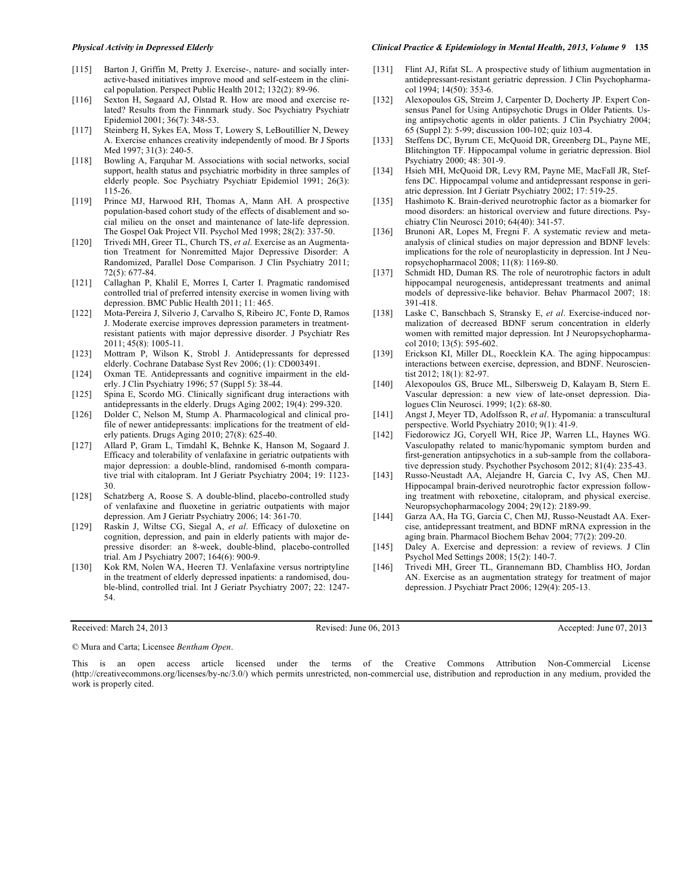[115] Barton J, Griffin M, Pretty J. Exercise-, nature- and socially interactive-based initiatives improve mood and self-esteem in the clinical population. Perspect Public Health 2012; 132(2): 89-96.

[116] Sexton H, Søgaard AJ, Olstad R. How are mood and exercise related? Results from the Finnmark study. Soc Psychiatry Psychiatr Epidemiol 2001; 36(7): 348-53.

[117] Steinberg H, Sykes EA, Moss T, Lowery S, LeBoutillier N, Dewey A. Exercise enhances creativity independently of mood. Br J Sports Med 1997; 31(3): 240-5.

[118] Bowling A, Farquhar M. Associations with social networks, social support, health status and psychiatric morbidity in three samples of elderly people. Soc Psychiatry Psychiatr Epidemiol 1991; 26(3): 115-26.

[119] Prince MJ, Harwood RH, Thomas A, Mann AH. A prospective population-based cohort study of the effects of disablement and social milieu on the onset and maintenance of late-life depression. The Gospel Oak Project VII. Psychol Med 1998; 28(2): 337-50.

[120] Trivedi MH, Greer TL, Church TS, *et al*. Exercise as an Augmentation Treatment for Nonremitted Major Depressive Disorder: A Randomized, Parallel Dose Comparison. J Clin Psychiatry 2011; 72(5): 677-84.

[121] Callaghan P, Khalil E, Morres I, Carter I. Pragmatic randomised controlled trial of preferred intensity exercise in women living with depression. BMC Public Health 2011; 11: 465.

[122] Mota-Pereira J, Silverio J, Carvalho S, Ribeiro JC, Fonte D, Ramos J. Moderate exercise improves depression parameters in treatment-resistant patients with major depressive disorder. J Psychiatr Res 2011; 45(8): 1005-11.

[123] Mottram P, Wilson K, Strobl J. Antidepressants for depressed elderly. Cochrane Database Syst Rev 2006; (1): CD003491.

[124] Oxman TE. Antidepressants and cognitive impairment in the elderly. J Clin Psychiatry 1996; 57 (Suppl 5): 38-44.

[125] Spina E, Scordo MG. Clinically significant drug interactions with antidepressants in the elderly. Drugs Aging 2002; 19(4): 299-320.

[126] Dolder C, Nelson M, Stump A. Pharmacological and clinical profile of newer antidepressants: implications for the treatment of elderly patients. Drugs Aging 2010; 27(8): 625-40.

[127] Allard P, Gram L, Timdahl K, Behnke K, Hanson M, Sogaard J. Efficacy and tolerability of venlafaxine in geriatric outpatients with major depression: a double-blind, randomised 6-month comparative trial with citalopram. Int J Geriatr Psychiatry 2004; 19: 1123-30.

[128] Schatzberg A, Roose S. A double-blind, placebo-controlled study of venlafaxine and fluoxetine in geriatric outpatients with major depression. Am J Geriatr Psychiatry 2006; 14: 361-70.

[129] Raskin J, Wiltse CG, Siegal A, *et al*. Efficacy of duloxetine on cognition, depression, and pain in elderly patients with major depressive disorder: an 8-week, double-blind, placebo-controlled trial. Am J Psychiatry 2007; 164(6): 900-9.

[130] Kok RM, Nolen WA, Heeren TJ. Venlafaxine versus nortriptyline in the treatment of elderly depressed inpatients: a randomised, double-blind, controlled trial. Int J Geriatr Psychiatry 2007; 22: 1247-54.

[131] Flint AJ, Rifat SL. A prospective study of lithium augmentation in antidepressant-resistant geriatric depression. J Clin Psychopharmacol 1994; 14(50): 353-6.

[132] Alexopoulos GS, Streim J, Carpenter D, Docherty JP. Expert Consensus Panel for Using Antipsychotic Drugs in Older Patients. Using antipsychotic agents in older patients. J Clin Psychiatry 2004; 65 (Suppl 2): 5-99; discussion 100-102; quiz 103-4.

[133] Steffens DC, Byrum CE, McQuoid DR, Greenberg DL, Payne ME, Blitchington TF. Hippocampal volume in geriatric depression. Biol Psychiatry 2000; 48: 301-9.

[134] Hsieh MH, McQuoid DR, Levy RM, Payne ME, MacFall JR, Steffens DC. Hippocampal volume and antidepressant response in geriatric depression. Int J Geriatr Psychiatry 2002; 17: 519-25.

[135] Hashimoto K. Brain-derived neurotrophic factor as a biomarker for mood disorders: an historical overview and future directions. Psychiatry Clin Neurosci 2010; 64(40): 341-57.

[136] Brunoni AR, Lopes M, Fregni F. A systematic review and meta-analysis of clinical studies on major depression and BDNF levels: implications for the role of neuroplasticity in depression. Int J Neuropsychopharmacol 2008; 11(8): 1169-80.

[137] Schmidt HD, Duman RS. The role of neurotrophic factors in adult hippocampal neurogenesis, antidepressant treatments and animal models of depressive-like behavior. Behav Pharmacol 2007; 18: 391-418.

[138] Laske C, Banschbach S, Stransky E, *et al*. Exercise-induced normalization of decreased BDNF serum concentration in elderly women with remitted major depression. Int J Neuropsychopharmacol 2010; 13(5): 595-602.

[139] Erickson KI, Miller DL, Roecklein KA. The aging hippocampus: interactions between exercise, depression, and BDNF. Neuroscientist 2012; 18(1): 82-97.

[140] Alexopoulos GS, Bruce ML, Silbersweig D, Kalayam B, Stern E. Vascular depression: a new view of late-onset depression. Dialogues Clin Neurosci. 1999; 1(2): 68-80.

[141] Angst J, Meyer TD, Adolfsson R, *et al*. Hypomania: a transcultural perspective. World Psychiatry 2010; 9(1): 41-9.

[142] Fiedorowicz JG, Coryell WH, Rice JP, Warren LL, Haynes WG. Vasculopathy related to manic/hypomanic symptom burden and first-generation antipsychotics in a sub-sample from the collaborative depression study. Psychother Psychosom 2012; 81(4): 235-43.

[143] Russo-Neustadt AA, Alejandre H, Garcia C, Ivy AS, Chen MJ. Hippocampal brain-derived neurotrophic factor expression following treatment with reboxetine, citalopram, and physical exercise. Neuropsychopharmacology 2004; 29(12): 2189-99.

[144] Garza AA, Ha TG, Garcia C, Chen MJ, Russo-Neustadt AA. Exercise, antidepressant treatment, and BDNF mRNA expression in the aging brain. Pharmacol Biochem Behav 2004; 77(2): 209-20.

[145] Daley A. Exercise and depression: a review of reviews. J Clin Psychol Med Settings 2008; 15(2): 140-7.

[146] Trivedi MH, Greer TL, Grannemann BD, Chambliss HO, Jordan AN. Exercise as an augmentation strategy for treatment of major depression. J Psychiatr Pract 2006; 129(4): 205-13.

Received: March 24, 2013 Revised: June 06, 2013 Accepted: June 07, 2013

© Mura and Carta; Licensee *Bentham Open*.

This is an open access article licensed under the terms of the Creative Commons Attribution Non-Commercial License (http://creativecommons.org/licenses/by-nc/3.0/) which permits unrestricted, non-commercial use, distribution and reproduction in any medium, provided the work is properly cited.